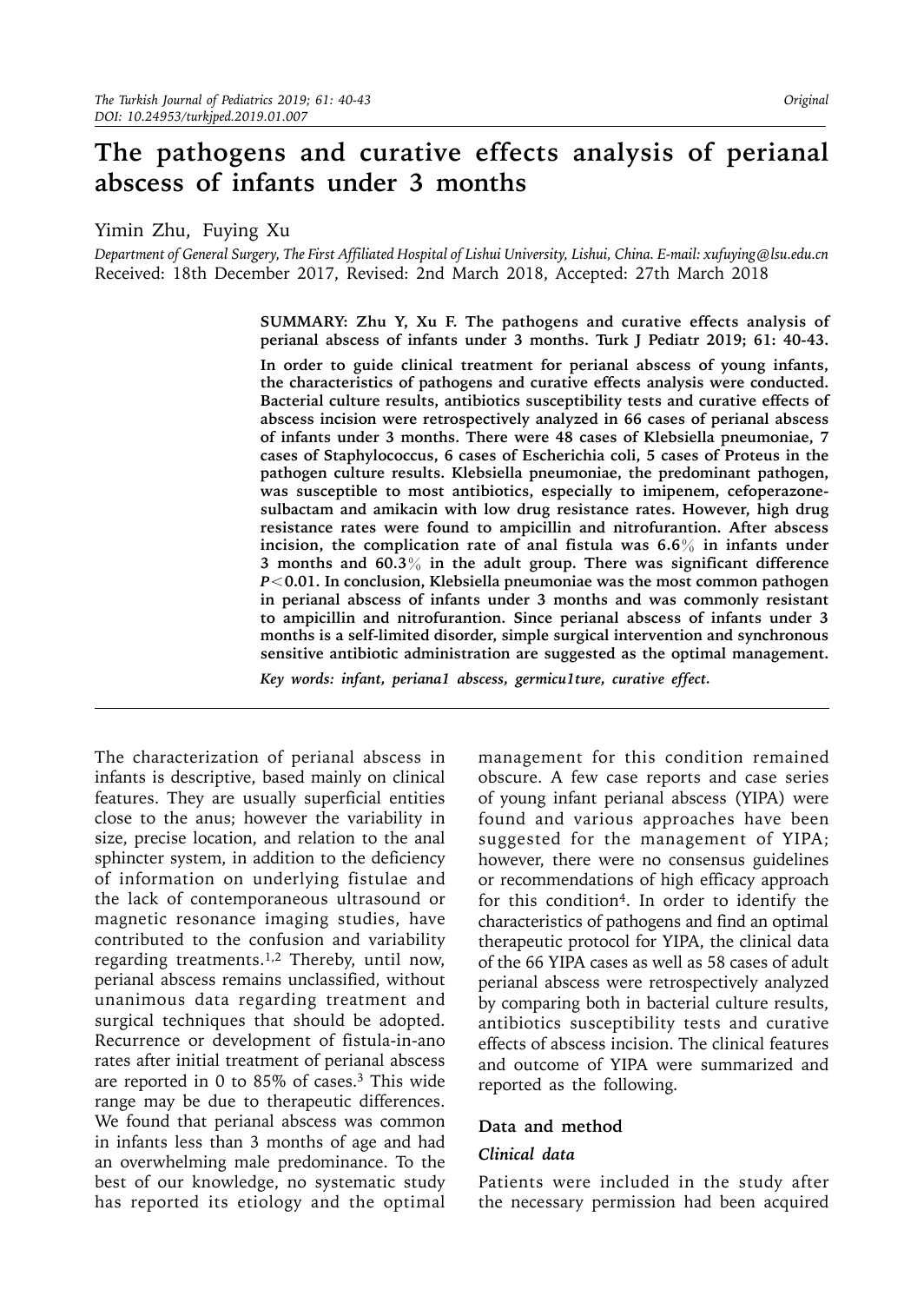# The pathogens and curative effects analysis of perianal abscess of infants under 3 months

Yimin Zhu, Fuying Xu

*Department of General Surgery, The First Affiliated Hospital of Lishui University, Lishui, China. E-mail: xufuying@lsu.edu.cn*

Received: 18th December 2017, Revised: 2nd March 2018, Accepted: 27th March 2018

**SUMMARY: Zhu Y, Xu F. The pathogens and curative effects analysis of perianal abscess of infants under 3 months. Turk J Pediatr 2019; 61: 40-43.**

**In order to guide clinical treatment for perianal abscess of young infants, the characteristics of pathogens and curative effects analysis were conducted. Bacterial culture results, antibiotics susceptibility tests and curative effects of abscess incision were retrospectively analyzed in 66 cases of perianal abscess of infants under 3 months. There were 48 cases of Klebsiella pneumoniae, 7 cases of Staphylococcus, 6 cases of Escherichia coli, 5 cases of Proteus in the pathogen culture results. Klebsiella pneumoniae, the predominant pathogen, was susceptible to most antibiotics, especially to imipenem, cefoperazone-sulbactam and amikacin with low drug resistance rates. However, high drug resistance rates were found to ampicillin and nitrofurantion. After abscess incision, the complication rate of anal fistula was 6.6% in infants under 3 months and 60.3% in the adult group. There was significant difference $P<0.01$. In conclusion, Klebsiella pneumoniae was the most common pathogen in perianal abscess of infants under 3 months and was commonly resistant to ampicillin and nitrofurantion. Since perianal abscess of infants under 3 months is a self-limited disorder, simple surgical intervention and synchronous sensitive antibiotic administration are suggested as the optimal management.**

***Key words: infant, periana1 abscess, germicu1ture, curative effect.***

---

The characterization of perianal abscess in infants is descriptive, based mainly on clinical features. They are usually superficial entities close to the anus; however the variability in size, precise location, and relation to the anal sphincter system, in addition to the deficiency of information on underlying fistulae and the lack of contemporaneous ultrasound or magnetic resonance imaging studies, have contributed to the confusion and variability regarding treatments.[1,2] Thereby, until now, perianal abscess remains unclassified, without unanimous data regarding treatment and surgical techniques that should be adopted. Recurrence or development of fistula-in-ano rates after initial treatment of perianal abscess are reported in 0 to 85% of cases.[3] This wide range may be due to therapeutic differences. We found that perianal abscess was common in infants less than 3 months of age and had an overwhelming male predominance. To the best of our knowledge, no systematic study has reported its etiology and the optimal management for this condition remained obscure. A few case reports and case series of young infant perianal abscess (YIPA) were found and various approaches have been suggested for the management of YIPA; however, there were no consensus guidelines or recommendations of high efficacy approach for this condition[4]. In order to identify the characteristics of pathogens and find an optimal therapeutic protocol for YIPA, the clinical data of the 66 YIPA cases as well as 58 cases of adult perianal abscess were retrospectively analyzed by comparing both in bacterial culture results, antibiotics susceptibility tests and curative effects of abscess incision. The clinical features and outcome of YIPA were summarized and reported as the following.

## Data and method

### *Clinical data*

Patients were included in the study after the necessary permission had been acquired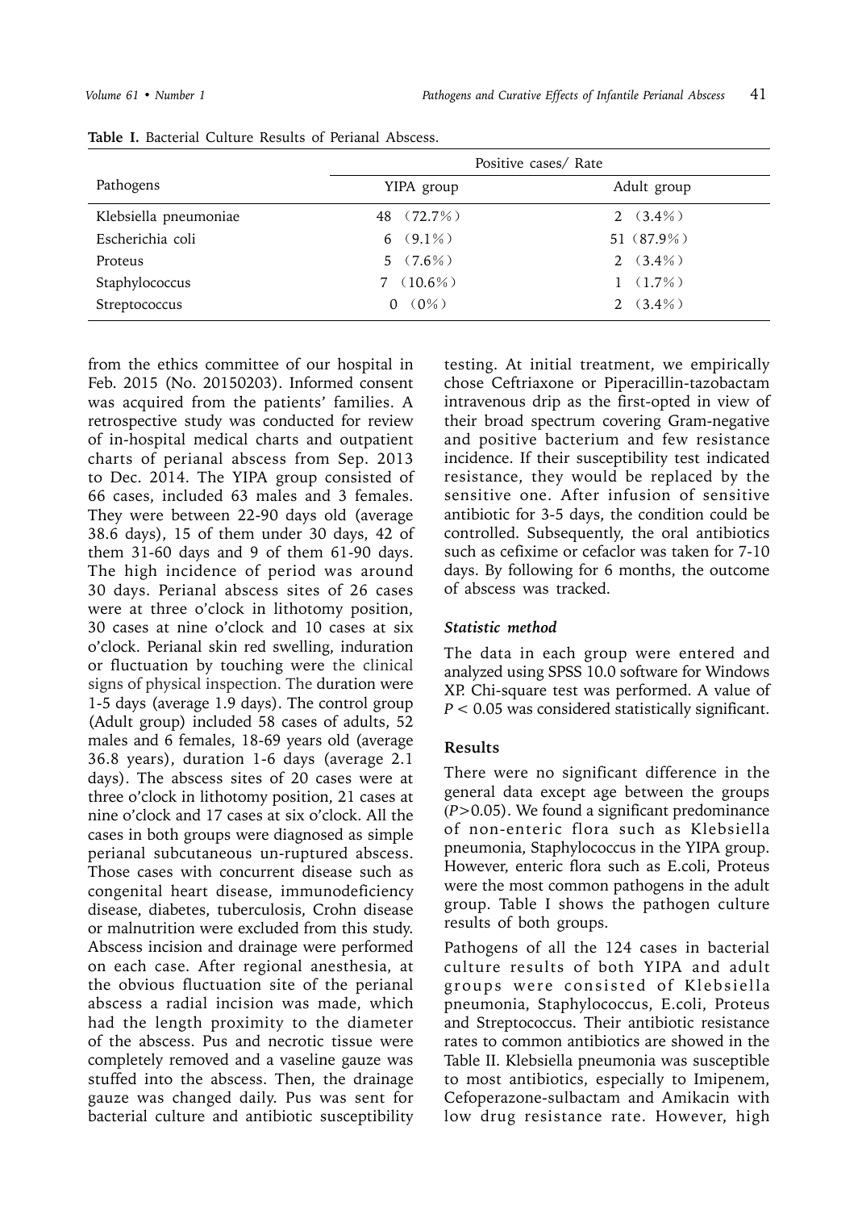**Table I.** Bacterial Culture Results of Perianal Abscess.

| Pathogens | Positive cases/ Rate | |
|---|---|---|
| | YIPA group | Adult group |
| Klebsiella pneumoniae | 48 (72.7%) | 2 (3.4%) |
| Escherichia coli | 6 (9.1%) | 51 (87.9%) |
| Proteus | 5 (7.6%) | 2 (3.4%) |
| Staphylococcus | 7 (10.6%) | 1 (1.7%) |
| Streptococcus | 0 (0%) | 2 (3.4%) |

from the ethics committee of our hospital in Feb. 2015 (No. 20150203). Informed consent was acquired from the patients' families. A retrospective study was conducted for review of in-hospital medical charts and outpatient charts of perianal abscess from Sep. 2013 to Dec. 2014. The YIPA group consisted of 66 cases, included 63 males and 3 females. They were between 22-90 days old (average 38.6 days), 15 of them under 30 days, 42 of them 31-60 days and 9 of them 61-90 days. The high incidence of period was around 30 days. Perianal abscess sites of 26 cases were at three o'clock in lithotomy position, 30 cases at nine o'clock and 10 cases at six o'clock. Perianal skin red swelling, induration or fluctuation by touching were the clinical signs of physical inspection. The duration were 1-5 days (average 1.9 days). The control group (Adult group) included 58 cases of adults, 52 males and 6 females, 18-69 years old (average 36.8 years), duration 1-6 days (average 2.1 days). The abscess sites of 20 cases were at three o'clock in lithotomy position, 21 cases at nine o'clock and 17 cases at six o'clock. All the cases in both groups were diagnosed as simple perianal subcutaneous un-ruptured abscess. Those cases with concurrent disease such as congenital heart disease, immunodeficiency disease, diabetes, tuberculosis, Crohn disease or malnutrition were excluded from this study. Abscess incision and drainage were performed on each case. After regional anesthesia, at the obvious fluctuation site of the perianal abscess a radial incision was made, which had the length proximity to the diameter of the abscess. Pus and necrotic tissue were completely removed and a vaseline gauze was stuffed into the abscess. Then, the drainage gauze was changed daily. Pus was sent for bacterial culture and antibiotic susceptibility testing. At initial treatment, we empirically chose Ceftriaxone or Piperacillin-tazobactam intravenous drip as the first-opted in view of their broad spectrum covering Gram-negative and positive bacterium and few resistance incidence. If their susceptibility test indicated resistance, they would be replaced by the sensitive one. After infusion of sensitive antibiotic for 3-5 days, the condition could be controlled. Subsequently, the oral antibiotics such as cefixime or cefaclor was taken for 7-10 days. By following for 6 months, the outcome of abscess was tracked.

### *Statistic method*

The data in each group were entered and analyzed using SPSS 10.0 software for Windows XP. Chi-square test was performed. A value of $P < 0.05$ was considered statistically significant.

## Results

There were no significant difference in the general data except age between the groups ($P>0.05$). We found a significant predominance of non-enteric flora such as Klebsiella pneumonia, Staphylococcus in the YIPA group. However, enteric flora such as E.coli, Proteus were the most common pathogens in the adult group. Table I shows the pathogen culture results of both groups.

Pathogens of all the 124 cases in bacterial culture results of both YIPA and adult groups were consisted of Klebsiella pneumonia, Staphylococcus, E.coli, Proteus and Streptococcus. Their antibiotic resistance rates to common antibiotics are showed in the Table II. Klebsiella pneumonia was susceptible to most antibiotics, especially to Imipenem, Cefoperazone-sulbactam and Amikacin with low drug resistance rate. However, high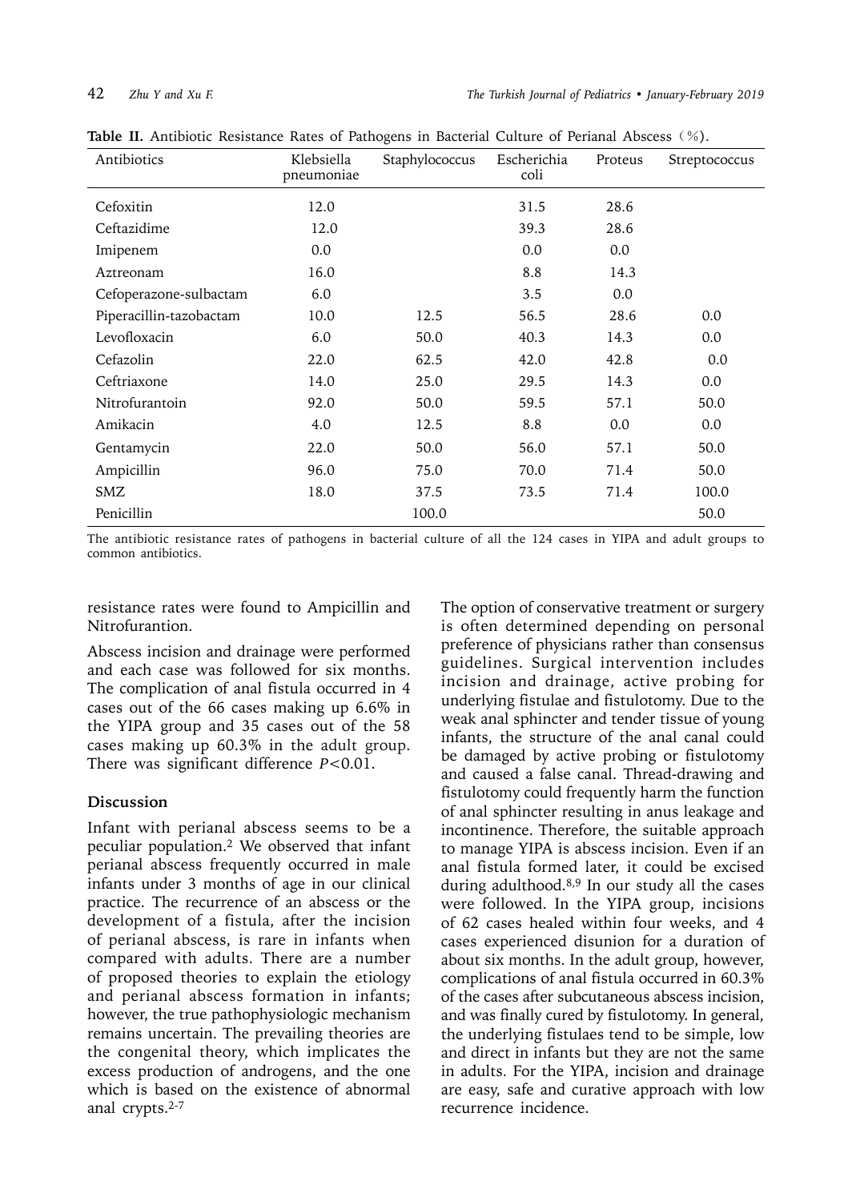**Table II.** Antibiotic Resistance Rates of Pathogens in Bacterial Culture of Perianal Abscess（%）.

| Antibiotics | Klebsiella pneumoniae | Staphylococcus | Escherichia coli | Proteus | Streptococcus |
|---|---|---|---|---|---|
| Cefoxitin | 12.0 | | 31.5 | 28.6 | |
| Ceftazidime | 12.0 | | 39.3 | 28.6 | |
| Imipenem | 0.0 | | 0.0 | 0.0 | |
| Aztreonam | 16.0 | | 8.8 | 14.3 | |
| Cefoperazone-sulbactam | 6.0 | | 3.5 | 0.0 | |
| Piperacillin-tazobactam | 10.0 | 12.5 | 56.5 | 28.6 | 0.0 |
| Levofloxacin | 6.0 | 50.0 | 40.3 | 14.3 | 0.0 |
| Cefazolin | 22.0 | 62.5 | 42.0 | 42.8 | 0.0 |
| Ceftriaxone | 14.0 | 25.0 | 29.5 | 14.3 | 0.0 |
| Nitrofurantoin | 92.0 | 50.0 | 59.5 | 57.1 | 50.0 |
| Amikacin | 4.0 | 12.5 | 8.8 | 0.0 | 0.0 |
| Gentamycin | 22.0 | 50.0 | 56.0 | 57.1 | 50.0 |
| Ampicillin | 96.0 | 75.0 | 70.0 | 71.4 | 50.0 |
| SMZ | 18.0 | 37.5 | 73.5 | 71.4 | 100.0 |
| Penicillin | | 100.0 | | | 50.0 |

The antibiotic resistance rates of pathogens in bacterial culture of all the 124 cases in YIPA and adult groups to common antibiotics.

resistance rates were found to Ampicillin and Nitrofurantion.

Abscess incision and drainage were performed and each case was followed for six months. The complication of anal fistula occurred in 4 cases out of the 66 cases making up 6.6% in the YIPA group and 35 cases out of the 58 cases making up 60.3% in the adult group. There was significant difference $P<0.01$.

## Discussion

Infant with perianal abscess seems to be a peculiar population.[2] We observed that infant perianal abscess frequently occurred in male infants under 3 months of age in our clinical practice. The recurrence of an abscess or the development of a fistula, after the incision of perianal abscess, is rare in infants when compared with adults. There are a number of proposed theories to explain the etiology and perianal abscess formation in infants; however, the true pathophysiologic mechanism remains uncertain. The prevailing theories are the congenital theory, which implicates the excess production of androgens, and the one which is based on the existence of abnormal anal crypts.[2-7]

The option of conservative treatment or surgery is often determined depending on personal preference of physicians rather than consensus guidelines. Surgical intervention includes incision and drainage, active probing for underlying fistulae and fistulotomy. Due to the weak anal sphincter and tender tissue of young infants, the structure of the anal canal could be damaged by active probing or fistulotomy and caused a false canal. Thread-drawing and fistulotomy could frequently harm the function of anal sphincter resulting in anus leakage and incontinence. Therefore, the suitable approach to manage YIPA is abscess incision. Even if an anal fistula formed later, it could be excised during adulthood.[8,9] In our study all the cases were followed. In the YIPA group, incisions of 62 cases healed within four weeks, and 4 cases experienced disunion for a duration of about six months. In the adult group, however, complications of anal fistula occurred in 60.3% of the cases after subcutaneous abscess incision, and was finally cured by fistulotomy. In general, the underlying fistulaes tend to be simple, low and direct in infants but they are not the same in adults. For the YIPA, incision and drainage are easy, safe and curative approach with low recurrence incidence.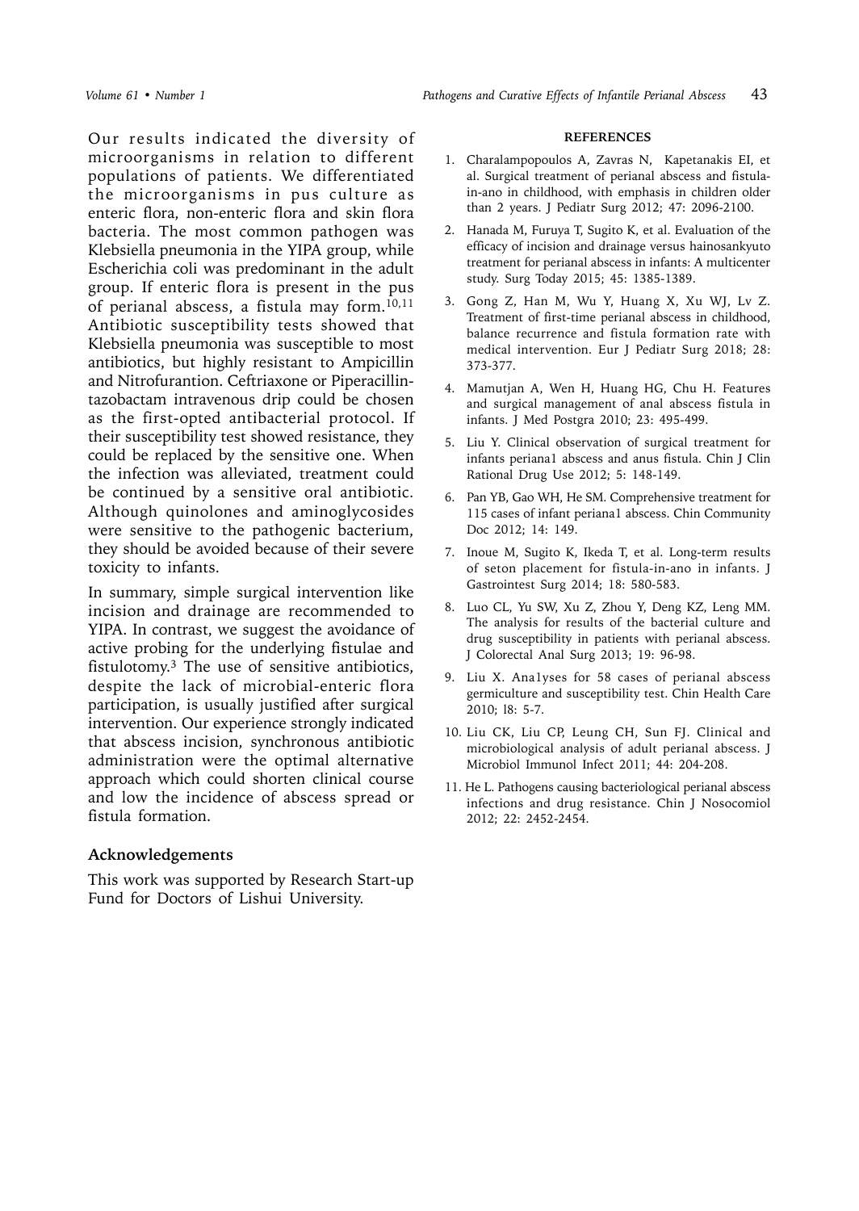Our results indicated the diversity of microorganisms in relation to different populations of patients. We differentiated the microorganisms in pus culture as enteric flora, non-enteric flora and skin flora bacteria. The most common pathogen was Klebsiella pneumonia in the YIPA group, while Escherichia coli was predominant in the adult group. If enteric flora is present in the pus of perianal abscess, a fistula may form.[10,11] Antibiotic susceptibility tests showed that Klebsiella pneumonia was susceptible to most antibiotics, but highly resistant to Ampicillin and Nitrofurantion. Ceftriaxone or Piperacillin-tazobactam intravenous drip could be chosen as the first-opted antibacterial protocol. If their susceptibility test showed resistance, they could be replaced by the sensitive one. When the infection was alleviated, treatment could be continued by a sensitive oral antibiotic. Although quinolones and aminoglycosides were sensitive to the pathogenic bacterium, they should be avoided because of their severe toxicity to infants.

In summary, simple surgical intervention like incision and drainage are recommended to YIPA. In contrast, we suggest the avoidance of active probing for the underlying fistulae and fistulotomy.[3] The use of sensitive antibiotics, despite the lack of microbial-enteric flora participation, is usually justified after surgical intervention. Our experience strongly indicated that abscess incision, synchronous antibiotic administration were the optimal alternative approach which could shorten clinical course and low the incidence of abscess spread or fistula formation.

## Acknowledgements

This work was supported by Research Start-up Fund for Doctors of Lishui University.

## REFERENCES

1. Charalampopoulos A, Zavras N, Kapetanakis EI, et al. Surgical treatment of perianal abscess and fistula-in-ano in childhood, with emphasis in children older than 2 years. J Pediatr Surg 2012; 47: 2096-2100.
2. Hanada M, Furuya T, Sugito K, et al. Evaluation of the efficacy of incision and drainage versus hainosankyuto treatment for perianal abscess in infants: A multicenter study. Surg Today 2015; 45: 1385-1389.
3. Gong Z, Han M, Wu Y, Huang X, Xu WJ, Lv Z. Treatment of first-time perianal abscess in childhood, balance recurrence and fistula formation rate with medical intervention. Eur J Pediatr Surg 2018; 28: 373-377.
4. Mamutjan A, Wen H, Huang HG, Chu H. Features and surgical management of anal abscess fistula in infants. J Med Postgra 2010; 23: 495-499.
5. Liu Y. Clinical observation of surgical treatment for infants periana1 abscess and anus fistula. Chin J Clin Rational Drug Use 2012; 5: 148-149.
6. Pan YB, Gao WH, He SM. Comprehensive treatment for 115 cases of infant periana1 abscess. Chin Community Doc 2012; 14: 149.
7. Inoue M, Sugito K, Ikeda T, et al. Long-term results of seton placement for fistula-in-ano in infants. J Gastrointest Surg 2014; 18: 580-583.
8. Luo CL, Yu SW, Xu Z, Zhou Y, Deng KZ, Leng MM. The analysis for results of the bacterial culture and drug susceptibility in patients with perianal abscess. J Colorectal Anal Surg 2013; 19: 96-98.
9. Liu X. Ana1yses for 58 cases of perianal abscess germiculture and susceptibility test. Chin Health Care 2010; l8: 5-7.
10. Liu CK, Liu CP, Leung CH, Sun FJ. Clinical and microbiological analysis of adult perianal abscess. J Microbiol Immunol Infect 2011; 44: 204-208.
11. He L. Pathogens causing bacteriological perianal abscess infections and drug resistance. Chin J Nosocomiol 2012; 22: 2452-2454.